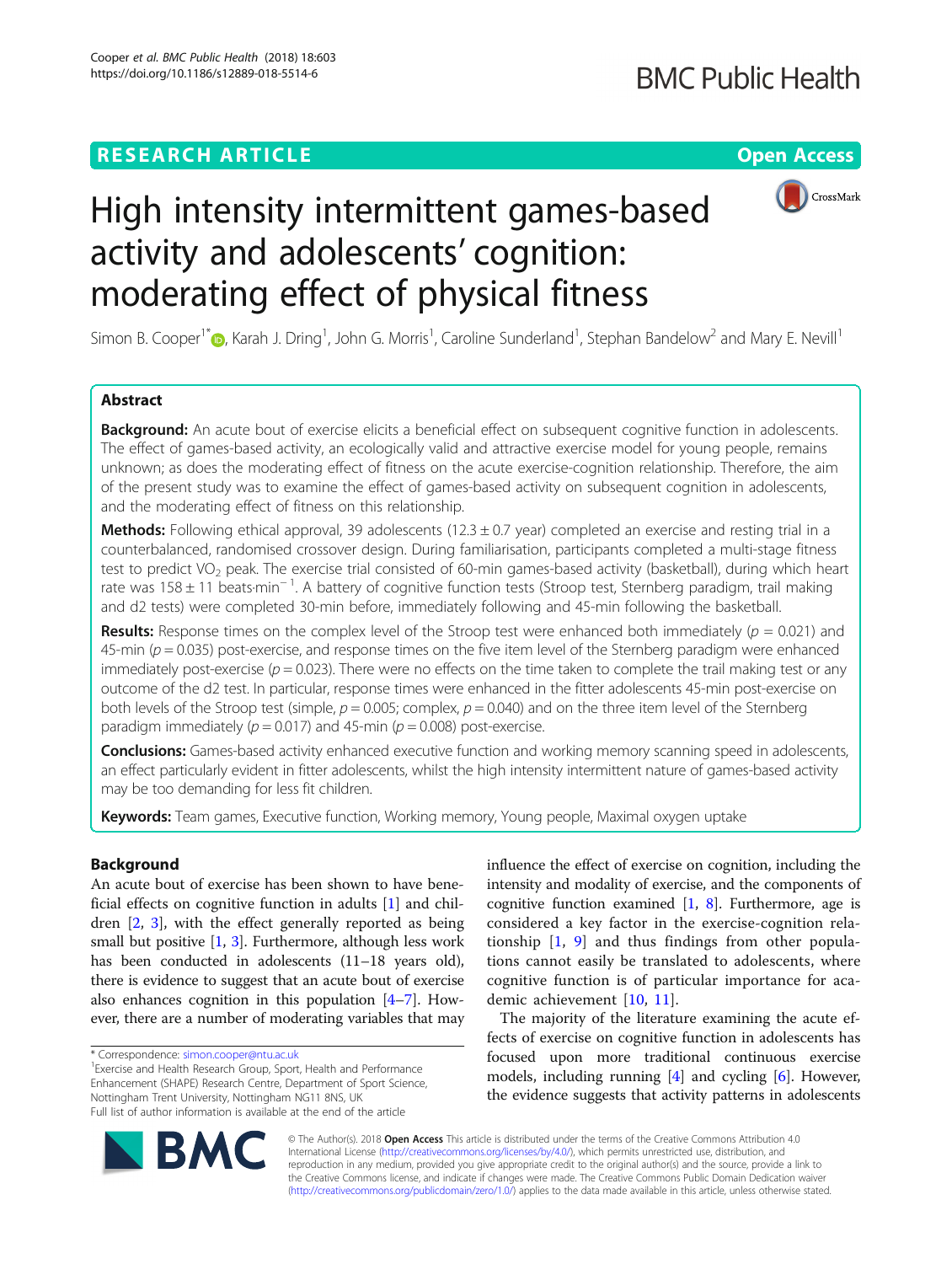RESEARCH ARTICLE

Open Access

# High intensity intermittent games-based activity and adolescents' cognition: moderating effect of physical fitness

Simon B. Cooper[1*], Karah J. Dring[1], John G. Morris[1], Caroline Sunderland[1], Stephan Bandelow[2] and Mary E. Nevill[1]

## Abstract

**Background:** An acute bout of exercise elicits a beneficial effect on subsequent cognitive function in adolescents. The effect of games-based activity, an ecologically valid and attractive exercise model for young people, remains unknown; as does the moderating effect of fitness on the acute exercise-cognition relationship. Therefore, the aim of the present study was to examine the effect of games-based activity on subsequent cognition in adolescents, and the moderating effect of fitness on this relationship.

**Methods:** Following ethical approval, 39 adolescents (12.3 ± 0.7 year) completed an exercise and resting trial in a counterbalanced, randomised crossover design. During familiarisation, participants completed a multi-stage fitness test to predict $VO_2$ peak. The exercise trial consisted of 60-min games-based activity (basketball), during which heart rate was 158 ± 11 beats·min$^{-1}$. A battery of cognitive function tests (Stroop test, Sternberg paradigm, trail making and d2 tests) were completed 30-min before, immediately following and 45-min following the basketball.

**Results:** Response times on the complex level of the Stroop test were enhanced both immediately ($p$ = 0.021) and 45-min ($p$ = 0.035) post-exercise, and response times on the five item level of the Sternberg paradigm were enhanced immediately post-exercise ($p$ = 0.023). There were no effects on the time taken to complete the trail making test or any outcome of the d2 test. In particular, response times were enhanced in the fitter adolescents 45-min post-exercise on both levels of the Stroop test (simple, $p$ = 0.005; complex, $p$ = 0.040) and on the three item level of the Sternberg paradigm immediately ($p$ = 0.017) and 45-min ($p$ = 0.008) post-exercise.

**Conclusions:** Games-based activity enhanced executive function and working memory scanning speed in adolescents, an effect particularly evident in fitter adolescents, whilst the high intensity intermittent nature of games-based activity may be too demanding for less fit children.

**Keywords:** Team games, Executive function, Working memory, Young people, Maximal oxygen uptake

## Background

An acute bout of exercise has been shown to have beneficial effects on cognitive function in adults [1] and children [2, 3], with the effect generally reported as being small but positive [1, 3]. Furthermore, although less work has been conducted in adolescents (11–18 years old), there is evidence to suggest that an acute bout of exercise also enhances cognition in this population [4–7]. However, there are a number of moderating variables that may influence the effect of exercise on cognition, including the intensity and modality of exercise, and the components of cognitive function examined [1, 8]. Furthermore, age is considered a key factor in the exercise-cognition relationship [1, 9] and thus findings from other populations cannot easily be translated to adolescents, where cognitive function is of particular importance for academic achievement [10, 11].

The majority of the literature examining the acute effects of exercise on cognitive function in adolescents has focused upon more traditional continuous exercise models, including running [4] and cycling [6]. However, the evidence suggests that activity patterns in adolescents

\* Correspondence: simon.cooper@ntu.ac.uk
[1]Exercise and Health Research Group, Sport, Health and Performance Enhancement (SHAPE) Research Centre, Department of Sport Science, Nottingham Trent University, Nottingham NG11 8NS, UK
Full list of author information is available at the end of the article

© The Author(s). 2018 **Open Access** This article is distributed under the terms of the Creative Commons Attribution 4.0 International License (http://creativecommons.org/licenses/by/4.0/), which permits unrestricted use, distribution, and reproduction in any medium, provided you give appropriate credit to the original author(s) and the source, provide a link to the Creative Commons license, and indicate if changes were made. The Creative Commons Public Domain Dedication waiver (http://creativecommons.org/publicdomain/zero/1.0/) applies to the data made available in this article, unless otherwise stated.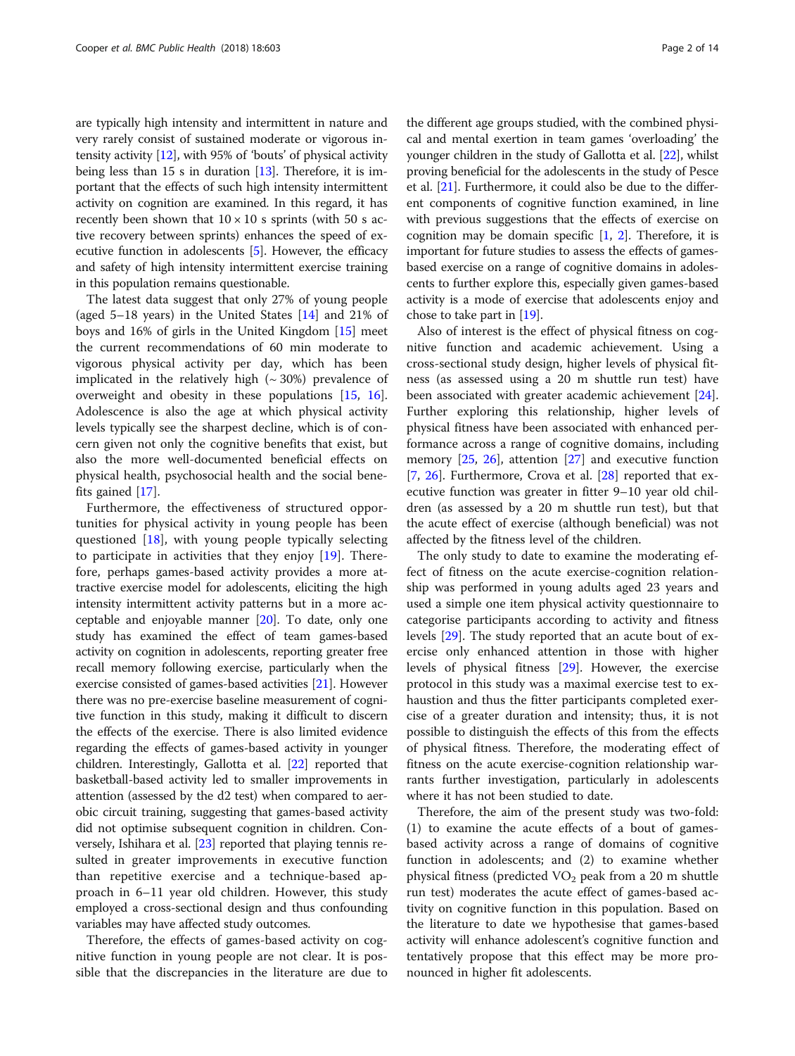are typically high intensity and intermittent in nature and very rarely consist of sustained moderate or vigorous intensity activity [12], with 95% of 'bouts' of physical activity being less than 15 s in duration [13]. Therefore, it is important that the effects of such high intensity intermittent activity on cognition are examined. In this regard, it has recently been shown that $10 \times 10$ s sprints (with 50 s active recovery between sprints) enhances the speed of executive function in adolescents [5]. However, the efficacy and safety of high intensity intermittent exercise training in this population remains questionable.

The latest data suggest that only 27% of young people (aged 5–18 years) in the United States [14] and 21% of boys and 16% of girls in the United Kingdom [15] meet the current recommendations of 60 min moderate to vigorous physical activity per day, which has been implicated in the relatively high (~ 30%) prevalence of overweight and obesity in these populations [15, 16]. Adolescence is also the age at which physical activity levels typically see the sharpest decline, which is of concern given not only the cognitive benefits that exist, but also the more well-documented beneficial effects on physical health, psychosocial health and the social benefits gained [17].

Furthermore, the effectiveness of structured opportunities for physical activity in young people has been questioned [18], with young people typically selecting to participate in activities that they enjoy [19]. Therefore, perhaps games-based activity provides a more attractive exercise model for adolescents, eliciting the high intensity intermittent activity patterns but in a more acceptable and enjoyable manner [20]. To date, only one study has examined the effect of team games-based activity on cognition in adolescents, reporting greater free recall memory following exercise, particularly when the exercise consisted of games-based activities [21]. However there was no pre-exercise baseline measurement of cognitive function in this study, making it difficult to discern the effects of the exercise. There is also limited evidence regarding the effects of games-based activity in younger children. Interestingly, Gallotta et al. [22] reported that basketball-based activity led to smaller improvements in attention (assessed by the d2 test) when compared to aerobic circuit training, suggesting that games-based activity did not optimise subsequent cognition in children. Conversely, Ishihara et al. [23] reported that playing tennis resulted in greater improvements in executive function than repetitive exercise and a technique-based approach in 6–11 year old children. However, this study employed a cross-sectional design and thus confounding variables may have affected study outcomes.

Therefore, the effects of games-based activity on cognitive function in young people are not clear. It is possible that the discrepancies in the literature are due to the different age groups studied, with the combined physical and mental exertion in team games 'overloading' the younger children in the study of Gallotta et al. [22], whilst proving beneficial for the adolescents in the study of Pesce et al. [21]. Furthermore, it could also be due to the different components of cognitive function examined, in line with previous suggestions that the effects of exercise on cognition may be domain specific [1, 2]. Therefore, it is important for future studies to assess the effects of games-based exercise on a range of cognitive domains in adolescents to further explore this, especially given games-based activity is a mode of exercise that adolescents enjoy and chose to take part in [19].

Also of interest is the effect of physical fitness on cognitive function and academic achievement. Using a cross-sectional study design, higher levels of physical fitness (as assessed using a 20 m shuttle run test) have been associated with greater academic achievement [24]. Further exploring this relationship, higher levels of physical fitness have been associated with enhanced performance across a range of cognitive domains, including memory [25, 26], attention [27] and executive function [7, 26]. Furthermore, Crova et al. [28] reported that executive function was greater in fitter 9–10 year old children (as assessed by a 20 m shuttle run test), but that the acute effect of exercise (although beneficial) was not affected by the fitness level of the children.

The only study to date to examine the moderating effect of fitness on the acute exercise-cognition relationship was performed in young adults aged 23 years and used a simple one item physical activity questionnaire to categorise participants according to activity and fitness levels [29]. The study reported that an acute bout of exercise only enhanced attention in those with higher levels of physical fitness [29]. However, the exercise protocol in this study was a maximal exercise test to exhaustion and thus the fitter participants completed exercise of a greater duration and intensity; thus, it is not possible to distinguish the effects of this from the effects of physical fitness. Therefore, the moderating effect of fitness on the acute exercise-cognition relationship warrants further investigation, particularly in adolescents where it has not been studied to date.

Therefore, the aim of the present study was two-fold: (1) to examine the acute effects of a bout of games-based activity across a range of domains of cognitive function in adolescents; and (2) to examine whether physical fitness (predicted $VO_2$ peak from a 20 m shuttle run test) moderates the acute effect of games-based activity on cognitive function in this population. Based on the literature to date we hypothesise that games-based activity will enhance adolescent's cognitive function and tentatively propose that this effect may be more pronounced in higher fit adolescents.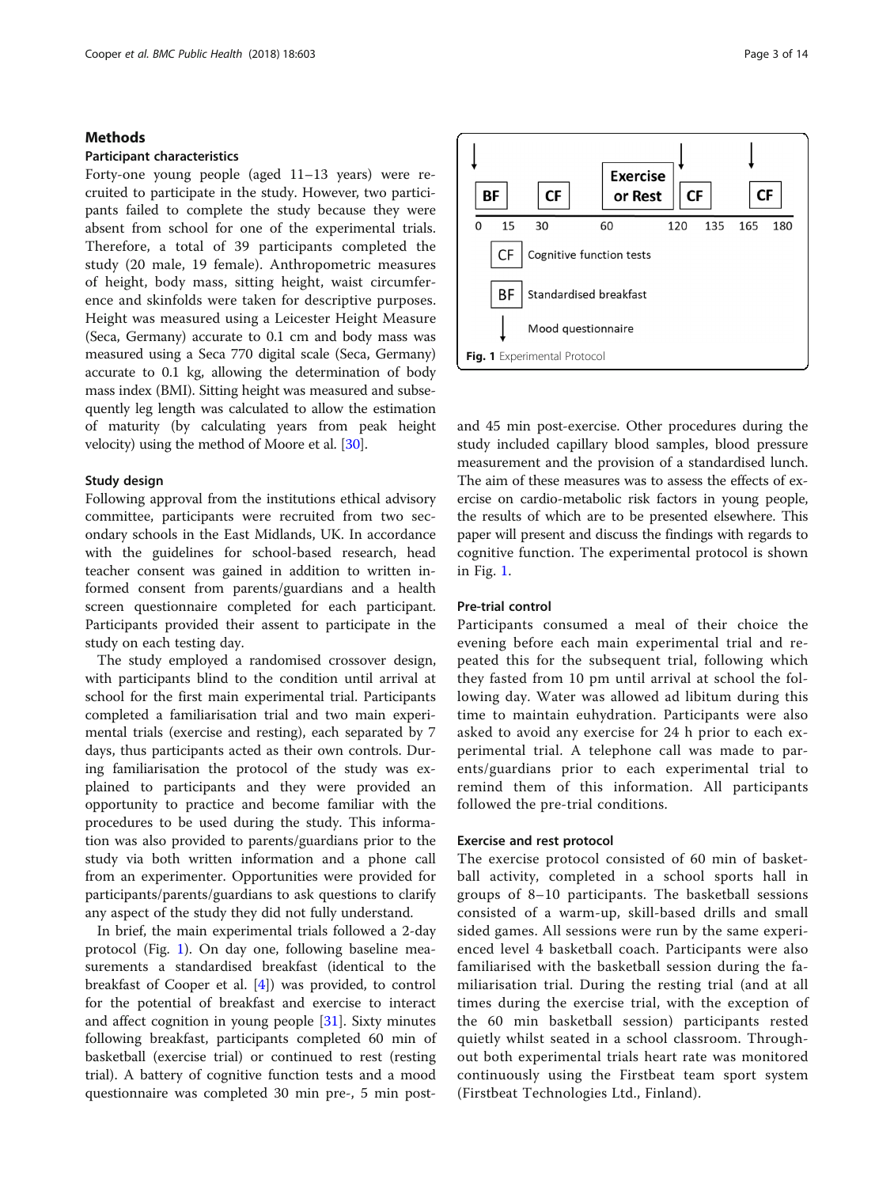## Methods

### Participant characteristics

Forty-one young people (aged 11–13 years) were recruited to participate in the study. However, two participants failed to complete the study because they were absent from school for one of the experimental trials. Therefore, a total of 39 participants completed the study (20 male, 19 female). Anthropometric measures of height, body mass, sitting height, waist circumference and skinfolds were taken for descriptive purposes. Height was measured using a Leicester Height Measure (Seca, Germany) accurate to 0.1 cm and body mass was measured using a Seca 770 digital scale (Seca, Germany) accurate to 0.1 kg, allowing the determination of body mass index (BMI). Sitting height was measured and subsequently leg length was calculated to allow the estimation of maturity (by calculating years from peak height velocity) using the method of Moore et al. [30].

### Study design

Following approval from the institutions ethical advisory committee, participants were recruited from two secondary schools in the East Midlands, UK. In accordance with the guidelines for school-based research, head teacher consent was gained in addition to written informed consent from parents/guardians and a health screen questionnaire completed for each participant. Participants provided their assent to participate in the study on each testing day.

The study employed a randomised crossover design, with participants blind to the condition until arrival at school for the first main experimental trial. Participants completed a familiarisation trial and two main experimental trials (exercise and resting), each separated by 7 days, thus participants acted as their own controls. During familiarisation the protocol of the study was explained to participants and they were provided an opportunity to practice and become familiar with the procedures to be used during the study. This information was also provided to parents/guardians prior to the study via both written information and a phone call from an experimenter. Opportunities were provided for participants/parents/guardians to ask questions to clarify any aspect of the study they did not fully understand.

In brief, the main experimental trials followed a 2-day protocol (Fig. 1). On day one, following baseline measurements a standardised breakfast (identical to the breakfast of Cooper et al. [4]) was provided, to control for the potential of breakfast and exercise to interact and affect cognition in young people [31]. Sixty minutes following breakfast, participants completed 60 min of basketball (exercise trial) or continued to rest (resting trial). A battery of cognitive function tests and a mood questionnaire was completed 30 min pre-, 5 min post- and 45 min post-exercise. Other procedures during the study included capillary blood samples, blood pressure measurement and the provision of a standardised lunch. The aim of these measures was to assess the effects of exercise on cardio-metabolic risk factors in young people, the results of which are to be presented elsewhere. This paper will present and discuss the findings with regards to cognitive function. The experimental protocol is shown in Fig. 1.

| | | | | | | | | | |
|---|---|---|---|---|---|---|---|---|---|
| ↓ BF | | CF | | Exercise or Rest | | ↓ CF | | ↓ CF | |
| 0 | 15 | 30 | | 60 | 120 | 135 | 165 | 180 | |

CF: Cognitive function tests

BF: Standardised breakfast

↓: Mood questionnaire

**Fig. 1** Experimental Protocol

### Pre-trial control

Participants consumed a meal of their choice the evening before each main experimental trial and repeated this for the subsequent trial, following which they fasted from 10 pm until arrival at school the following day. Water was allowed ad libitum during this time to maintain euhydration. Participants were also asked to avoid any exercise for 24 h prior to each experimental trial. A telephone call was made to parents/guardians prior to each experimental trial to remind them of this information. All participants followed the pre-trial conditions.

### Exercise and rest protocol

The exercise protocol consisted of 60 min of basketball activity, completed in a school sports hall in groups of 8–10 participants. The basketball sessions consisted of a warm-up, skill-based drills and small sided games. All sessions were run by the same experienced level 4 basketball coach. Participants were also familiarised with the basketball session during the familiarisation trial. During the resting trial (and at all times during the exercise trial, with the exception of the 60 min basketball session) participants rested quietly whilst seated in a school classroom. Throughout both experimental trials heart rate was monitored continuously using the Firstbeat team sport system (Firstbeat Technologies Ltd., Finland).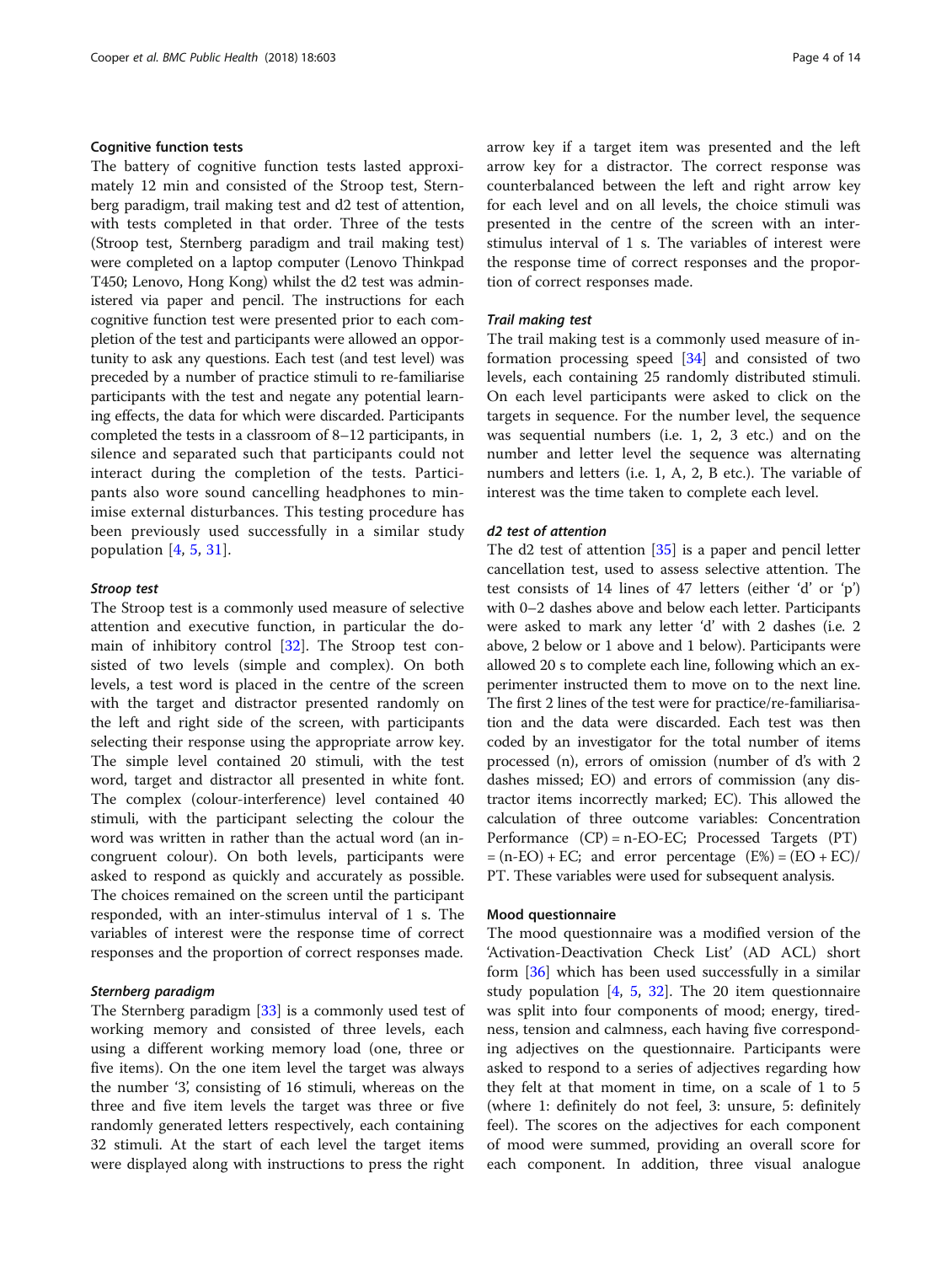### Cognitive function tests

The battery of cognitive function tests lasted approximately 12 min and consisted of the Stroop test, Sternberg paradigm, trail making test and d2 test of attention, with tests completed in that order. Three of the tests (Stroop test, Sternberg paradigm and trail making test) were completed on a laptop computer (Lenovo Thinkpad T450; Lenovo, Hong Kong) whilst the d2 test was administered via paper and pencil. The instructions for each cognitive function test were presented prior to each completion of the test and participants were allowed an opportunity to ask any questions. Each test (and test level) was preceded by a number of practice stimuli to re-familiarise participants with the test and negate any potential learning effects, the data for which were discarded. Participants completed the tests in a classroom of 8–12 participants, in silence and separated such that participants could not interact during the completion of the tests. Participants also wore sound cancelling headphones to minimise external disturbances. This testing procedure has been previously used successfully in a similar study population [4, 5, 31].

#### *Stroop test*

The Stroop test is a commonly used measure of selective attention and executive function, in particular the domain of inhibitory control [32]. The Stroop test consisted of two levels (simple and complex). On both levels, a test word is placed in the centre of the screen with the target and distractor presented randomly on the left and right side of the screen, with participants selecting their response using the appropriate arrow key. The simple level contained 20 stimuli, with the test word, target and distractor all presented in white font. The complex (colour-interference) level contained 40 stimuli, with the participant selecting the colour the word was written in rather than the actual word (an incongruent colour). On both levels, participants were asked to respond as quickly and accurately as possible. The choices remained on the screen until the participant responded, with an inter-stimulus interval of 1 s. The variables of interest were the response time of correct responses and the proportion of correct responses made.

#### *Sternberg paradigm*

The Sternberg paradigm [33] is a commonly used test of working memory and consisted of three levels, each using a different working memory load (one, three or five items). On the one item level the target was always the number '3', consisting of 16 stimuli, whereas on the three and five item levels the target was three or five randomly generated letters respectively, each containing 32 stimuli. At the start of each level the target items were displayed along with instructions to press the right arrow key if a target item was presented and the left arrow key for a distractor. The correct response was counterbalanced between the left and right arrow key for each level and on all levels, the choice stimuli was presented in the centre of the screen with an inter-stimulus interval of 1 s. The variables of interest were the response time of correct responses and the proportion of correct responses made.

#### *Trail making test*

The trail making test is a commonly used measure of information processing speed [34] and consisted of two levels, each containing 25 randomly distributed stimuli. On each level participants were asked to click on the targets in sequence. For the number level, the sequence was sequential numbers (i.e. 1, 2, 3 etc.) and on the number and letter level the sequence was alternating numbers and letters (i.e. 1, A, 2, B etc.). The variable of interest was the time taken to complete each level.

#### *d2 test of attention*

The d2 test of attention [35] is a paper and pencil letter cancellation test, used to assess selective attention. The test consists of 14 lines of 47 letters (either 'd' or 'p') with 0–2 dashes above and below each letter. Participants were asked to mark any letter 'd' with 2 dashes (i.e. 2 above, 2 below or 1 above and 1 below). Participants were allowed 20 s to complete each line, following which an experimenter instructed them to move on to the next line. The first 2 lines of the test were for practice/re-familiarisation and the data were discarded. Each test was then coded by an investigator for the total number of items processed (n), errors of omission (number of d's with 2 dashes missed; EO) and errors of commission (any distractor items incorrectly marked; EC). This allowed the calculation of three outcome variables: Concentration Performance (CP) = n-EO-EC; Processed Targets (PT) = (n-EO) + EC; and error percentage (E%) = (EO + EC)/PT. These variables were used for subsequent analysis.

### Mood questionnaire

The mood questionnaire was a modified version of the 'Activation-Deactivation Check List' (AD ACL) short form [36] which has been used successfully in a similar study population [4, 5, 32]. The 20 item questionnaire was split into four components of mood; energy, tiredness, tension and calmness, each having five corresponding adjectives on the questionnaire. Participants were asked to respond to a series of adjectives regarding how they felt at that moment in time, on a scale of 1 to 5 (where 1: definitely do not feel, 3: unsure, 5: definitely feel). The scores on the adjectives for each component of mood were summed, providing an overall score for each component. In addition, three visual analogue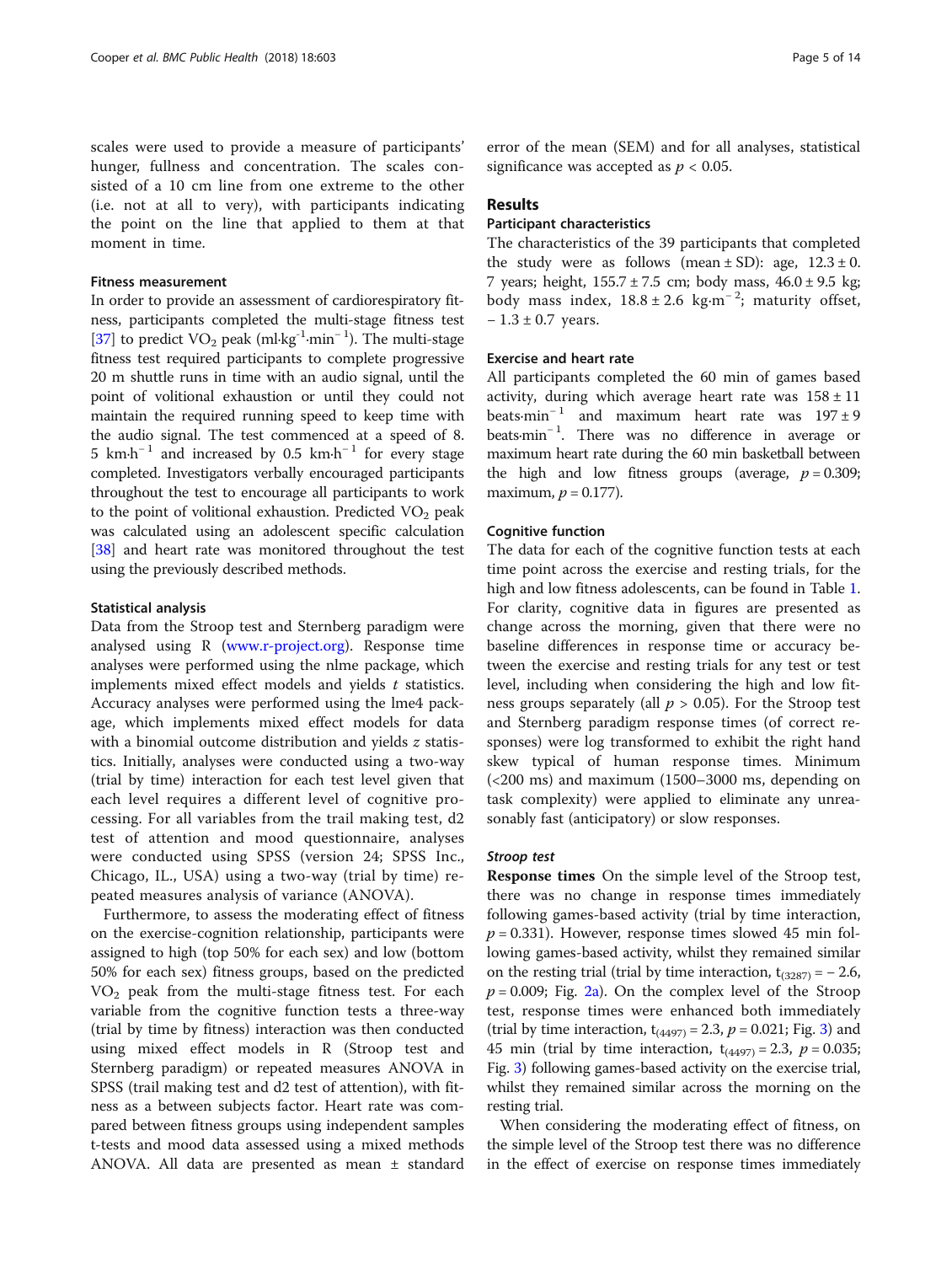scales were used to provide a measure of participants' hunger, fullness and concentration. The scales consisted of a 10 cm line from one extreme to the other (i.e. not at all to very), with participants indicating the point on the line that applied to them at that moment in time.

### Fitness measurement

In order to provide an assessment of cardiorespiratory fitness, participants completed the multi-stage fitness test [37] to predict $VO_2$ peak ($ml{\cdot}kg^{-1}{\cdot}min^{-1}$). The multi-stage fitness test required participants to complete progressive 20 m shuttle runs in time with an audio signal, until the point of volitional exhaustion or until they could not maintain the required running speed to keep time with the audio signal. The test commenced at a speed of 8.5 $km{\cdot}h^{-1}$ and increased by 0.5 $km{\cdot}h^{-1}$ for every stage completed. Investigators verbally encouraged participants throughout the test to encourage all participants to work to the point of volitional exhaustion. Predicted $VO_2$ peak was calculated using an adolescent specific calculation [38] and heart rate was monitored throughout the test using the previously described methods.

### Statistical analysis

Data from the Stroop test and Sternberg paradigm were analysed using R (www.r-project.org). Response time analyses were performed using the nlme package, which implements mixed effect models and yields *t* statistics. Accuracy analyses were performed using the lme4 package, which implements mixed effect models for data with a binomial outcome distribution and yields *z* statistics. Initially, analyses were conducted using a two-way (trial by time) interaction for each test level given that each level requires a different level of cognitive processing. For all variables from the trail making test, d2 test of attention and mood questionnaire, analyses were conducted using SPSS (version 24; SPSS Inc., Chicago, IL., USA) using a two-way (trial by time) repeated measures analysis of variance (ANOVA).

Furthermore, to assess the moderating effect of fitness on the exercise-cognition relationship, participants were assigned to high (top 50% for each sex) and low (bottom 50% for each sex) fitness groups, based on the predicted $VO_2$ peak from the multi-stage fitness test. For each variable from the cognitive function tests a three-way (trial by time by fitness) interaction was then conducted using mixed effect models in R (Stroop test and Sternberg paradigm) or repeated measures ANOVA in SPSS (trail making test and d2 test of attention), with fitness as a between subjects factor. Heart rate was compared between fitness groups using independent samples t-tests and mood data assessed using a mixed methods ANOVA. All data are presented as mean ± standard error of the mean (SEM) and for all analyses, statistical significance was accepted as $p < 0.05$.

## Results

### Participant characteristics

The characteristics of the 39 participants that completed the study were as follows (mean ± SD): age, 12.3 ± 0.7 years; height, 155.7 ± 7.5 cm; body mass, 46.0 ± 9.5 kg; body mass index, 18.8 ± 2.6 $kg{\cdot}m^{-2}$; maturity offset, − 1.3 ± 0.7 years.

### Exercise and heart rate

All participants completed the 60 min of games based activity, during which average heart rate was 158 ± 11 $beats{\cdot}min^{-1}$ and maximum heart rate was 197 ± 9 $beats{\cdot}min^{-1}$. There was no difference in average or maximum heart rate during the 60 min basketball between the high and low fitness groups (average, $p = 0.309$; maximum, $p = 0.177$).

### Cognitive function

The data for each of the cognitive function tests at each time point across the exercise and resting trials, for the high and low fitness adolescents, can be found in Table 1. For clarity, cognitive data in figures are presented as change across the morning, given that there were no baseline differences in response time or accuracy between the exercise and resting trials for any test or test level, including when considering the high and low fitness groups separately (all $p > 0.05$). For the Stroop test and Sternberg paradigm response times (of correct responses) were log transformed to exhibit the right hand skew typical of human response times. Minimum (<200 ms) and maximum (1500–3000 ms, depending on task complexity) were applied to eliminate any unreasonably fast (anticipatory) or slow responses.

#### *Stroop test*

**Response times** On the simple level of the Stroop test, there was no change in response times immediately following games-based activity (trial by time interaction, $p = 0.331$). However, response times slowed 45 min following games-based activity, whilst they remained similar on the resting trial (trial by time interaction, $t_{(3287)} = -2.6$, $p = 0.009$; Fig. 2a). On the complex level of the Stroop test, response times were enhanced both immediately (trial by time interaction, $t_{(4497)} = 2.3$, $p = 0.021$; Fig. 3) and 45 min (trial by time interaction, $t_{(4497)} = 2.3$, $p = 0.035$; Fig. 3) following games-based activity on the exercise trial, whilst they remained similar across the morning on the resting trial.

When considering the moderating effect of fitness, on the simple level of the Stroop test there was no difference in the effect of exercise on response times immediately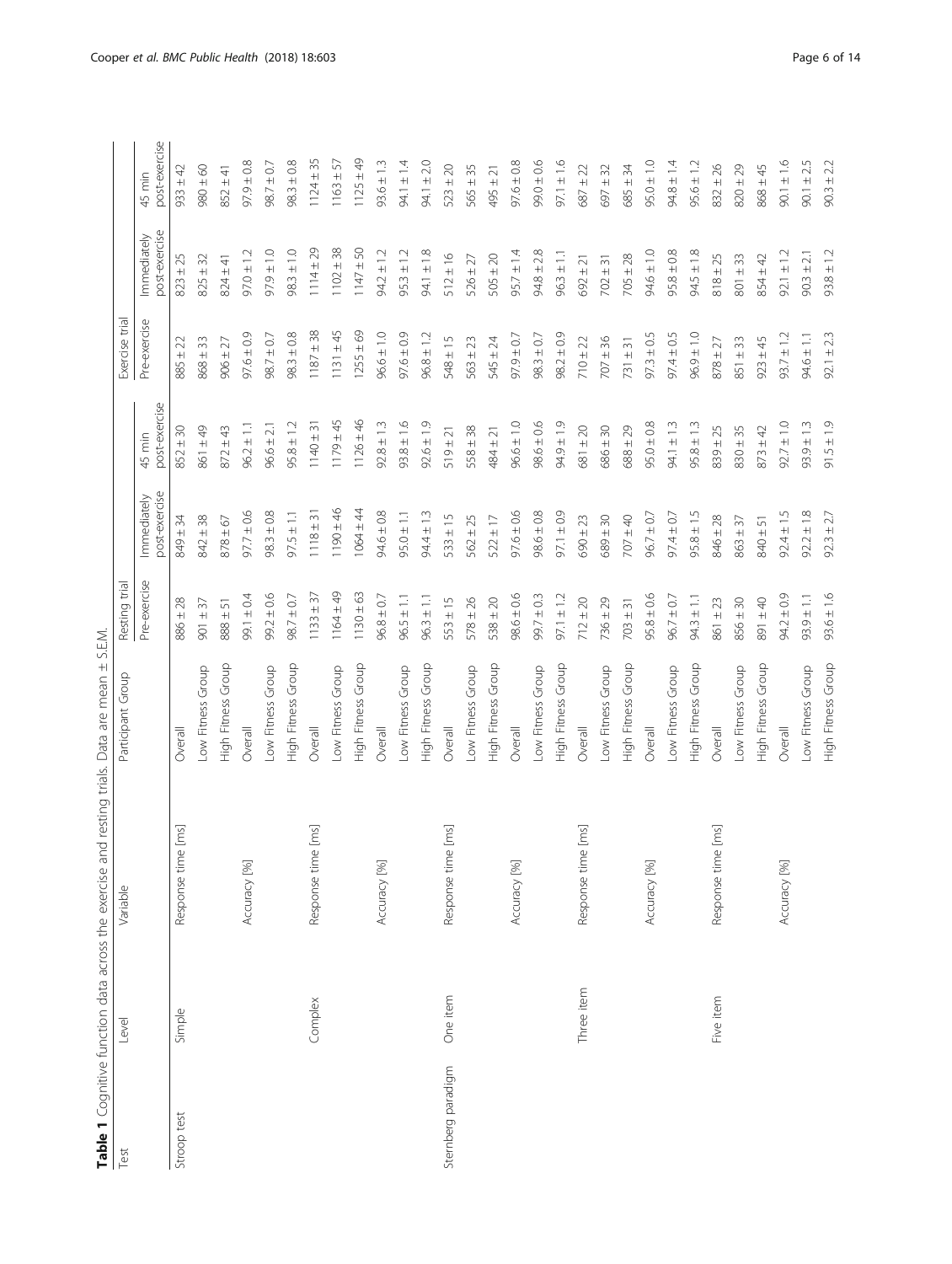**Table 1** Cognitive function data across the exercise and resting trials. Data are mean ± S.E.M.

| Test | Level | Variable | Participant Group | Resting trial | | | Exercise trial | | |
|---|---|---|---|---|---|---|---|---|---|
| | | | | Pre-exercise | Immediately post-exercise | 45 min post-exercise | Pre-exercise | Immediately post-exercise | 45 min post-exercise |
| Stroop test | Simple | Response time [ms] | Overall | 886 ± 28 | 849 ± 34 | 852 ± 30 | 885 ± 22 | 823 ± 25 | 933 ± 42 |
| | | | Low Fitness Group | 901 ± 37 | 842 ± 38 | 861 ± 49 | 868 ± 33 | 825 ± 32 | 980 ± 60 |
| | | | High Fitness Group | 888 ± 51 | 878 ± 67 | 872 ± 43 | 906 ± 27 | 824 ± 41 | 852 ± 41 |
| | | Accuracy [%] | Overall | 99.1 ± 0.4 | 97.7 ± 0.6 | 96.2 ± 1.1 | 97.6 ± 0.9 | 97.0 ± 1.2 | 97.9 ± 0.8 |
| | | | Low Fitness Group | 99.2 ± 0.6 | 98.3 ± 0.8 | 96.6 ± 2.1 | 98.7 ± 0.7 | 97.9 ± 1.0 | 98.7 ± 0.7 |
| | | | High Fitness Group | 98.7 ± 0.7 | 97.5 ± 1.1 | 95.8 ± 1.2 | 98.3 ± 0.8 | 98.3 ± 1.0 | 98.3 ± 0.8 |
| | Complex | Response time [ms] | Overall | 1133 ± 37 | 1118 ± 31 | 1140 ± 31 | 1187 ± 38 | 1114 ± 29 | 1124 ± 35 |
| | | | Low Fitness Group | 1164 ± 49 | 1190 ± 46 | 1179 ± 45 | 1131 ± 45 | 1102 ± 38 | 1163 ± 57 |
| | | | High Fitness Group | 1130 ± 63 | 1064 ± 44 | 1126 ± 46 | 1255 ± 69 | 1147 ± 50 | 1125 ± 49 |
| | | Accuracy [%] | Overall | 96.8 ± 0.7 | 94.6 ± 0.8 | 92.8 ± 1.3 | 96.6 ± 1.0 | 94.2 ± 1.2 | 93.6 ± 1.3 |
| | | | Low Fitness Group | 96.5 ± 1.1 | 95.0 ± 1.1 | 93.8 ± 1.6 | 97.6 ± 0.9 | 95.3 ± 1.2 | 94.1 ± 1.4 |
| | | | High Fitness Group | 96.3 ± 1.1 | 94.4 ± 1.3 | 92.6 ± 1.9 | 96.8 ± 1.2 | 94.1 ± 1.8 | 94.1 ± 2.0 |
| Sternberg paradigm | One item | Response time [ms] | Overall | 553 ± 15 | 533 ± 15 | 519 ± 21 | 548 ± 15 | 512 ± 16 | 523 ± 20 |
| | | | Low Fitness Group | 578 ± 26 | 562 ± 25 | 558 ± 38 | 563 ± 23 | 526 ± 27 | 565 ± 35 |
| | | | High Fitness Group | 538 ± 20 | 522 ± 17 | 484 ± 21 | 545 ± 24 | 505 ± 20 | 495 ± 21 |
| | | Accuracy [%] | Overall | 98.6 ± 0.6 | 97.6 ± 0.6 | 96.6 ± 1.0 | 97.9 ± 0.7 | 95.7 ± 1.4 | 97.6 ± 0.8 |
| | | | Low Fitness Group | 99.7 ± 0.3 | 98.6 ± 0.8 | 98.6 ± 0.6 | 98.3 ± 0.7 | 94.8 ± 2.8 | 99.0 ± 0.6 |
| | | | High Fitness Group | 97.1 ± 1.2 | 97.1 ± 0.9 | 94.9 ± 1.9 | 98.2 ± 0.9 | 96.3 ± 1.1 | 97.1 ± 1.6 |
| | Three item | Response time [ms] | Overall | 712 ± 20 | 690 ± 23 | 681 ± 20 | 710 ± 22 | 692 ± 21 | 687 ± 22 |
| | | | Low Fitness Group | 736 ± 29 | 689 ± 30 | 686 ± 30 | 707 ± 36 | 702 ± 31 | 697 ± 32 |
| | | | High Fitness Group | 703 ± 31 | 707 ± 40 | 688 ± 29 | 731 ± 31 | 705 ± 28 | 685 ± 34 |
| | | Accuracy [%] | Overall | 95.8 ± 0.6 | 96.7 ± 0.7 | 95.0 ± 0.8 | 97.3 ± 0.5 | 94.6 ± 1.0 | 95.0 ± 1.0 |
| | | | Low Fitness Group | 96.7 ± 0.7 | 97.4 ± 0.7 | 94.1 ± 1.3 | 97.4 ± 0.5 | 95.8 ± 0.8 | 94.8 ± 1.4 |
| | | | High Fitness Group | 94.3 ± 1.1 | 95.8 ± 1.5 | 95.8 ± 1.3 | 96.9 ± 1.0 | 94.5 ± 1.8 | 95.6 ± 1.2 |
| | Five item | Response time [ms] | Overall | 861 ± 23 | 846 ± 28 | 839 ± 25 | 878 ± 27 | 818 ± 25 | 832 ± 26 |
| | | | Low Fitness Group | 856 ± 30 | 863 ± 37 | 830 ± 35 | 851 ± 33 | 801 ± 33 | 820 ± 29 |
| | | | High Fitness Group | 891 ± 40 | 840 ± 51 | 873 ± 42 | 923 ± 45 | 854 ± 42 | 868 ± 45 |
| | | Accuracy [%] | Overall | 94.2 ± 0.9 | 92.4 ± 1.5 | 92.7 ± 1.0 | 93.7 ± 1.2 | 92.1 ± 1.2 | 90.1 ± 1.6 |
| | | | Low Fitness Group | 93.9 ± 1.1 | 92.2 ± 1.8 | 93.9 ± 1.3 | 94.6 ± 1.1 | 90.3 ± 2.1 | 90.1 ± 2.5 |
| | | | High Fitness Group | 93.6 ± 1.6 | 92.3 ± 2.7 | 91.5 ± 1.9 | 92.1 ± 2.3 | 93.8 ± 1.2 | 90.3 ± 2.2 |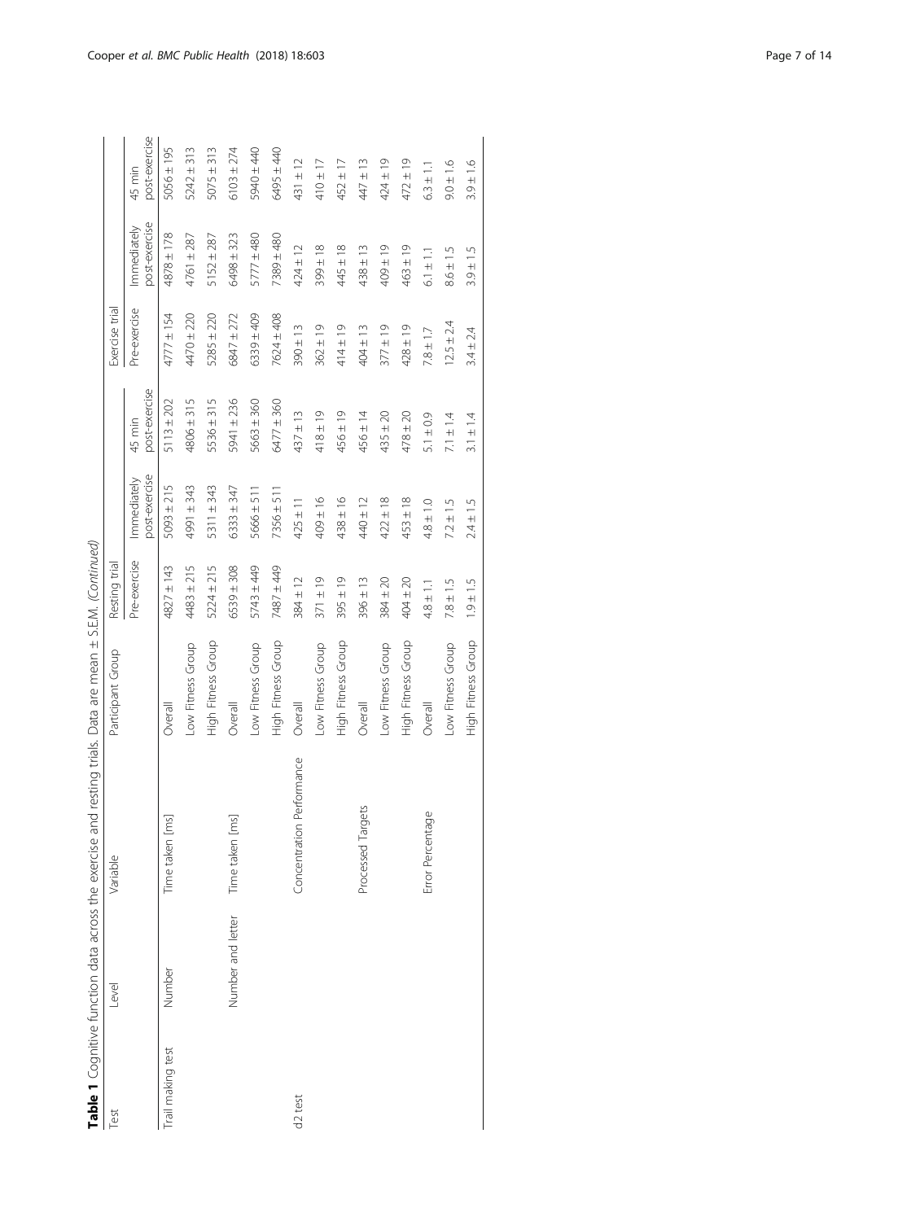**Table 1** Cognitive function data across the exercise and resting trials. Data are mean ± S.E.M. *(Continued)*

| Test | Level | Variable | Participant Group | Resting trial | | | Exercise trial | | |
|---|---|---|---|---|---|---|---|---|---|
| | | | | Pre-exercise | Immediately post-exercise | 45 min post-exercise | Pre-exercise | Immediately post-exercise | 45 min post-exercise |
| Trail making test | Number | Time taken [ms] | Overall | 4827 ± 143 | 5093 ± 215 | 5113 ± 202 | 4777 ± 154 | 4878 ± 178 | 5056 ± 195 |
| | | | Low Fitness Group | 4483 ± 215 | 4991 ± 343 | 4806 ± 315 | 4470 ± 220 | 4761 ± 287 | 5242 ± 313 |
| | | | High Fitness Group | 5224 ± 215 | 5311 ± 343 | 5536 ± 315 | 5285 ± 220 | 5152 ± 287 | 5075 ± 313 |
| | Number and letter | Time taken [ms] | Overall | 6539 ± 308 | 6333 ± 347 | 5941 ± 236 | 6847 ± 272 | 6498 ± 323 | 6103 ± 274 |
| | | | Low Fitness Group | 5743 ± 449 | 5666 ± 511 | 5663 ± 360 | 6339 ± 409 | 5777 ± 480 | 5940 ± 440 |
| | | | High Fitness Group | 7487 ± 449 | 7356 ± 511 | 6477 ± 360 | 7624 ± 408 | 7389 ± 480 | 6495 ± 440 |
| d2 test | | Concentration Performance | Overall | 384 ± 12 | 425 ± 11 | 437 ± 13 | 390 ± 13 | 424 ± 12 | 431 ± 12 |
| | | | Low Fitness Group | 371 ± 19 | 409 ± 16 | 418 ± 19 | 362 ± 19 | 399 ± 18 | 410 ± 17 |
| | | | High Fitness Group | 395 ± 19 | 438 ± 16 | 456 ± 19 | 414 ± 19 | 445 ± 18 | 452 ± 17 |
| | | Processed Targets | Overall | 396 ± 13 | 440 ± 12 | 456 ± 14 | 404 ± 13 | 438 ± 13 | 447 ± 13 |
| | | | Low Fitness Group | 384 ± 20 | 422 ± 18 | 435 ± 20 | 377 ± 19 | 409 ± 19 | 424 ± 19 |
| | | | High Fitness Group | 404 ± 20 | 453 ± 18 | 478 ± 20 | 428 ± 19 | 463 ± 19 | 472 ± 19 |
| | | Error Percentage | Overall | 4.8 ± 1.1 | 4.8 ± 1.0 | 5.1 ± 0.9 | 7.8 ± 1.7 | 6.1 ± 1.1 | 6.3 ± 1.1 |
| | | | Low Fitness Group | 7.8 ± 1.5 | 7.2 ± 1.5 | 7.1 ± 1.4 | 12.5 ± 2.4 | 8.6 ± 1.5 | 9.0 ± 1.6 |
| | | | High Fitness Group | 1.9 ± 1.5 | 2.4 ± 1.5 | 3.1 ± 1.4 | 3.4 ± 2.4 | 3.9 ± 1.5 | 3.9 ± 1.6 |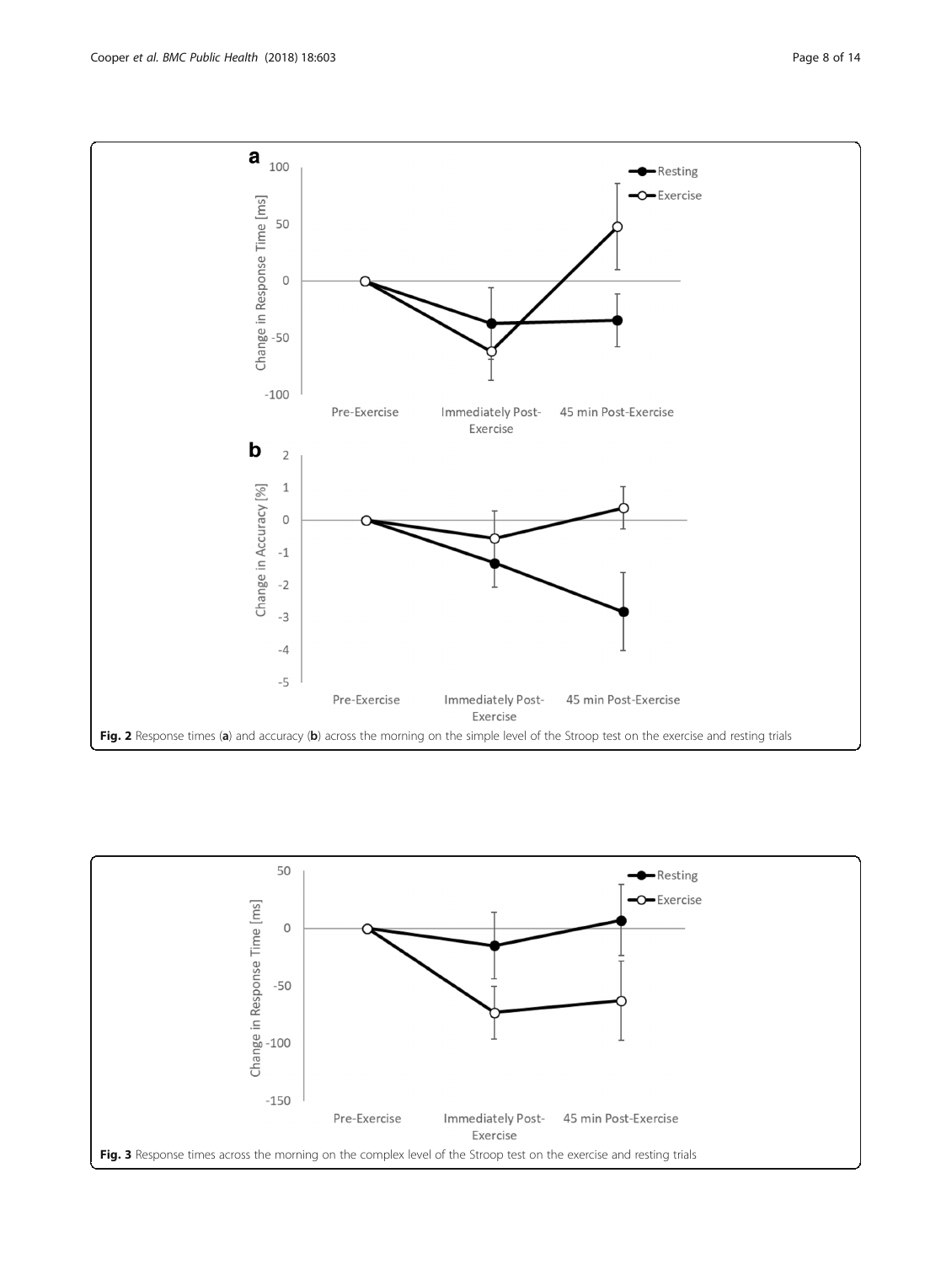**Fig. 2** Response times (**a**) and accuracy (**b**) across the morning on the simple level of the Stroop test on the exercise and resting trials

**Fig. 3** Response times across the morning on the complex level of the Stroop test on the exercise and resting trials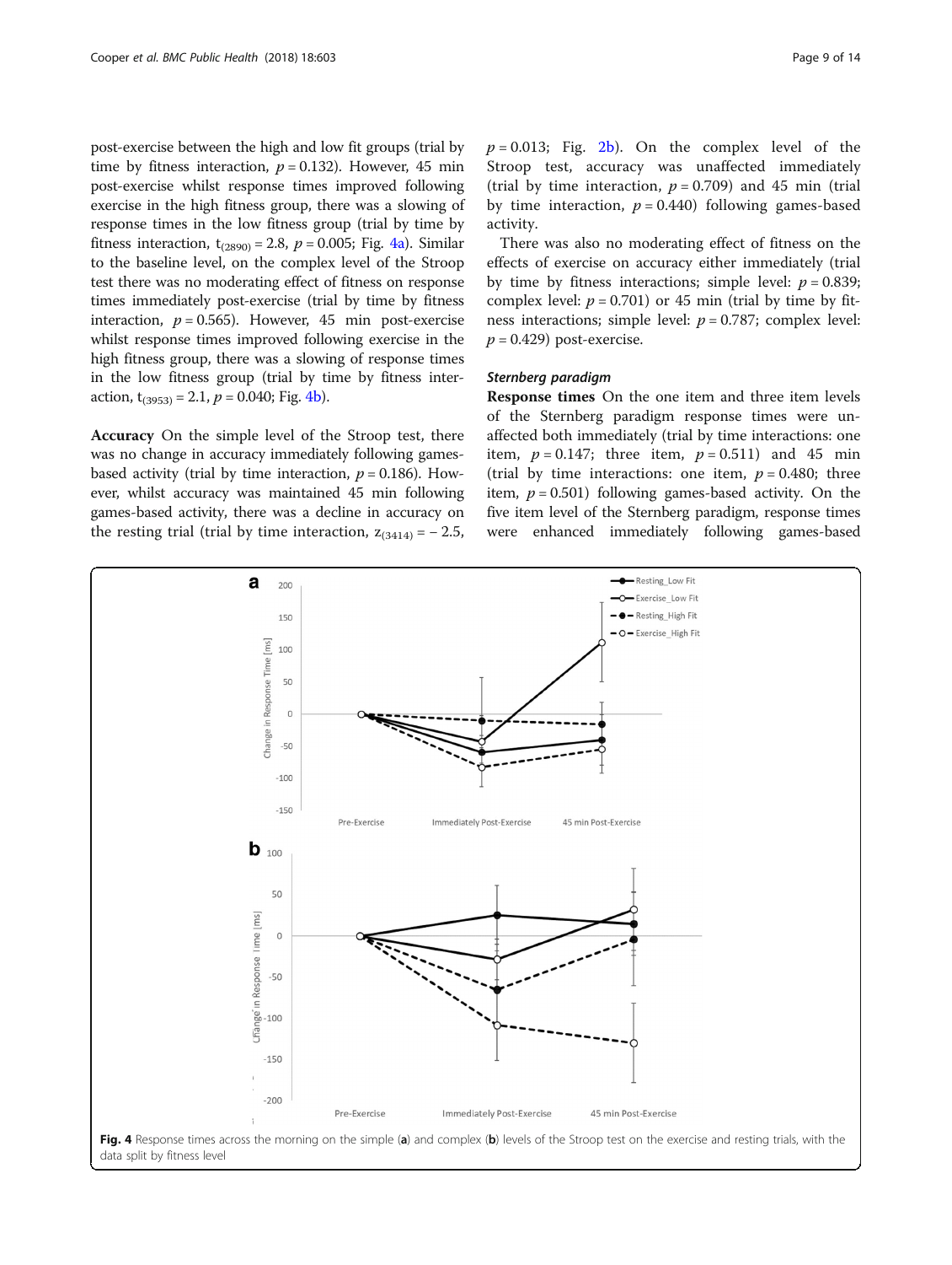post-exercise between the high and low fit groups (trial by time by fitness interaction, $p = 0.132$). However, 45 min post-exercise whilst response times improved following exercise in the high fitness group, there was a slowing of response times in the low fitness group (trial by time by fitness interaction, $t_{(2890)} = 2.8$, $p = 0.005$; Fig. 4a). Similar to the baseline level, on the complex level of the Stroop test there was no moderating effect of fitness on response times immediately post-exercise (trial by time by fitness interaction, $p = 0.565$). However, 45 min post-exercise whilst response times improved following exercise in the high fitness group, there was a slowing of response times in the low fitness group (trial by time by fitness interaction, $t_{(3953)} = 2.1$, $p = 0.040$; Fig. 4b).

**Accuracy** On the simple level of the Stroop test, there was no change in accuracy immediately following games-based activity (trial by time interaction, $p = 0.186$). However, whilst accuracy was maintained 45 min following games-based activity, there was a decline in accuracy on the resting trial (trial by time interaction, $z_{(3414)} = -2.5$, $p = 0.013$; Fig. 2b). On the complex level of the Stroop test, accuracy was unaffected immediately (trial by time interaction, $p = 0.709$) and 45 min (trial by time interaction, $p = 0.440$) following games-based activity.

There was also no moderating effect of fitness on the effects of exercise on accuracy either immediately (trial by time by fitness interactions; simple level: $p = 0.839$; complex level: $p = 0.701$) or 45 min (trial by time by fitness interactions; simple level: $p = 0.787$; complex level: $p = 0.429$) post-exercise.

### *Sternberg paradigm*

**Response times** On the one item and three item levels of the Sternberg paradigm response times were unaffected both immediately (trial by time interactions: one item, $p = 0.147$; three item, $p = 0.511$) and 45 min (trial by time interactions: one item, $p = 0.480$; three item, $p = 0.501$) following games-based activity. On the five item level of the Sternberg paradigm, response times were enhanced immediately following games-based

**Fig. 4** Response times across the morning on the simple (**a**) and complex (**b**) levels of the Stroop test on the exercise and resting trials, with the data split by fitness level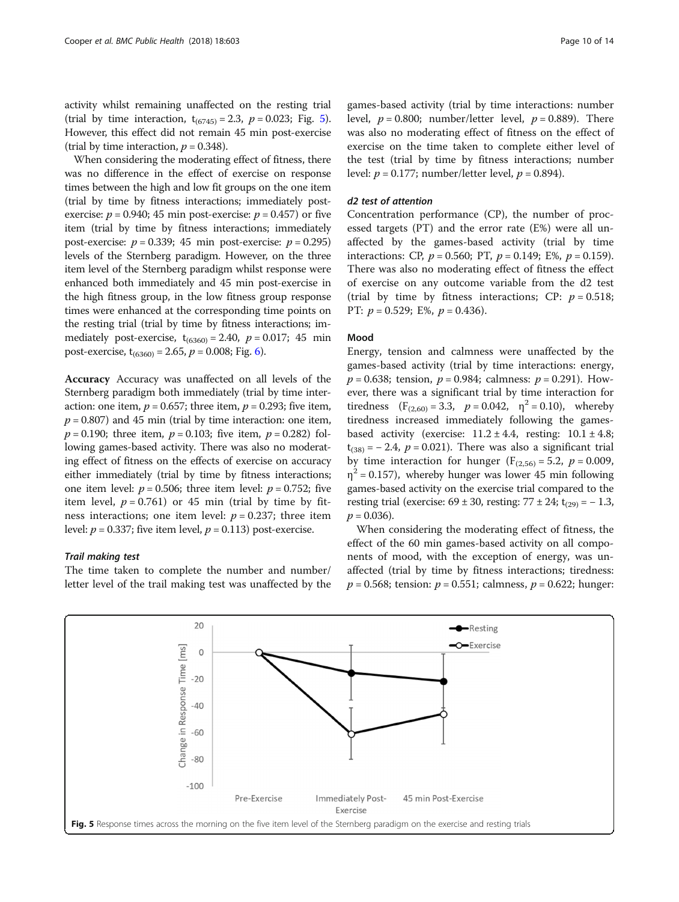activity whilst remaining unaffected on the resting trial (trial by time interaction, $t_{(6745)} = 2.3$, $p = 0.023$; Fig. 5). However, this effect did not remain 45 min post-exercise (trial by time interaction, $p = 0.348$).

When considering the moderating effect of fitness, there was no difference in the effect of exercise on response times between the high and low fit groups on the one item (trial by time by fitness interactions; immediately post-exercise: $p = 0.940$; 45 min post-exercise: $p = 0.457$) or five item (trial by time by fitness interactions; immediately post-exercise: $p = 0.339$; 45 min post-exercise: $p = 0.295$) levels of the Sternberg paradigm. However, on the three item level of the Sternberg paradigm whilst response were enhanced both immediately and 45 min post-exercise in the high fitness group, in the low fitness group response times were enhanced at the corresponding time points on the resting trial (trial by time by fitness interactions; immediately post-exercise, $t_{(6360)} = 2.40$, $p = 0.017$; 45 min post-exercise, $t_{(6360)} = 2.65$, $p = 0.008$; Fig. 6).

**Accuracy** Accuracy was unaffected on all levels of the Sternberg paradigm both immediately (trial by time interaction: one item, $p = 0.657$; three item, $p = 0.293$; five item, $p = 0.807$) and 45 min (trial by time interaction: one item, $p = 0.190$; three item, $p = 0.103$; five item, $p = 0.282$) following games-based activity. There was also no moderating effect of fitness on the effects of exercise on accuracy either immediately (trial by time by fitness interactions; one item level: $p = 0.506$; three item level: $p = 0.752$; five item level, $p = 0.761$) or 45 min (trial by time by fitness interactions; one item level: $p = 0.237$; three item level: $p = 0.337$; five item level, $p = 0.113$) post-exercise.

### *Trail making test*

The time taken to complete the number and number/letter level of the trail making test was unaffected by the games-based activity (trial by time interactions: number level, $p = 0.800$; number/letter level, $p = 0.889$). There was also no moderating effect of fitness on the effect of exercise on the time taken to complete either level of the test (trial by time by fitness interactions; number level: $p = 0.177$; number/letter level, $p = 0.894$).

### *d2 test of attention*

Concentration performance (CP), the number of processed targets (PT) and the error rate (E%) were all unaffected by the games-based activity (trial by time interactions: CP, $p = 0.560$; PT, $p = 0.149$; E%, $p = 0.159$). There was also no moderating effect of fitness the effect of exercise on any outcome variable from the d2 test (trial by time by fitness interactions; CP: $p = 0.518$; PT: $p = 0.529$; E%, $p = 0.436$).

### Mood

Energy, tension and calmness were unaffected by the games-based activity (trial by time interactions: energy, $p = 0.638$; tension, $p = 0.984$; calmness: $p = 0.291$). However, there was a significant trial by time interaction for tiredness ($F_{(2,60)} = 3.3$, $p = 0.042$, $\eta^2 = 0.10$), whereby tiredness increased immediately following the games-based activity (exercise: $11.2 \pm 4.4$, resting: $10.1 \pm 4.8$; $t_{(38)} = -2.4$, $p = 0.021$). There was also a significant trial by time interaction for hunger ($F_{(2,56)} = 5.2$, $p = 0.009$, $\eta^2 = 0.157$), whereby hunger was lower 45 min following games-based activity on the exercise trial compared to the resting trial (exercise: $69 \pm 30$, resting: $77 \pm 24$; $t_{(29)} = -1.3$, $p = 0.036$).

When considering the moderating effect of fitness, the effect of the 60 min games-based activity on all components of mood, with the exception of energy, was unaffected (trial by time by fitness interactions; tiredness: $p = 0.568$; tension: $p = 0.551$; calmness, $p = 0.622$; hunger:

**Fig. 5** Response times across the morning on the five item level of the Sternberg paradigm on the exercise and resting trials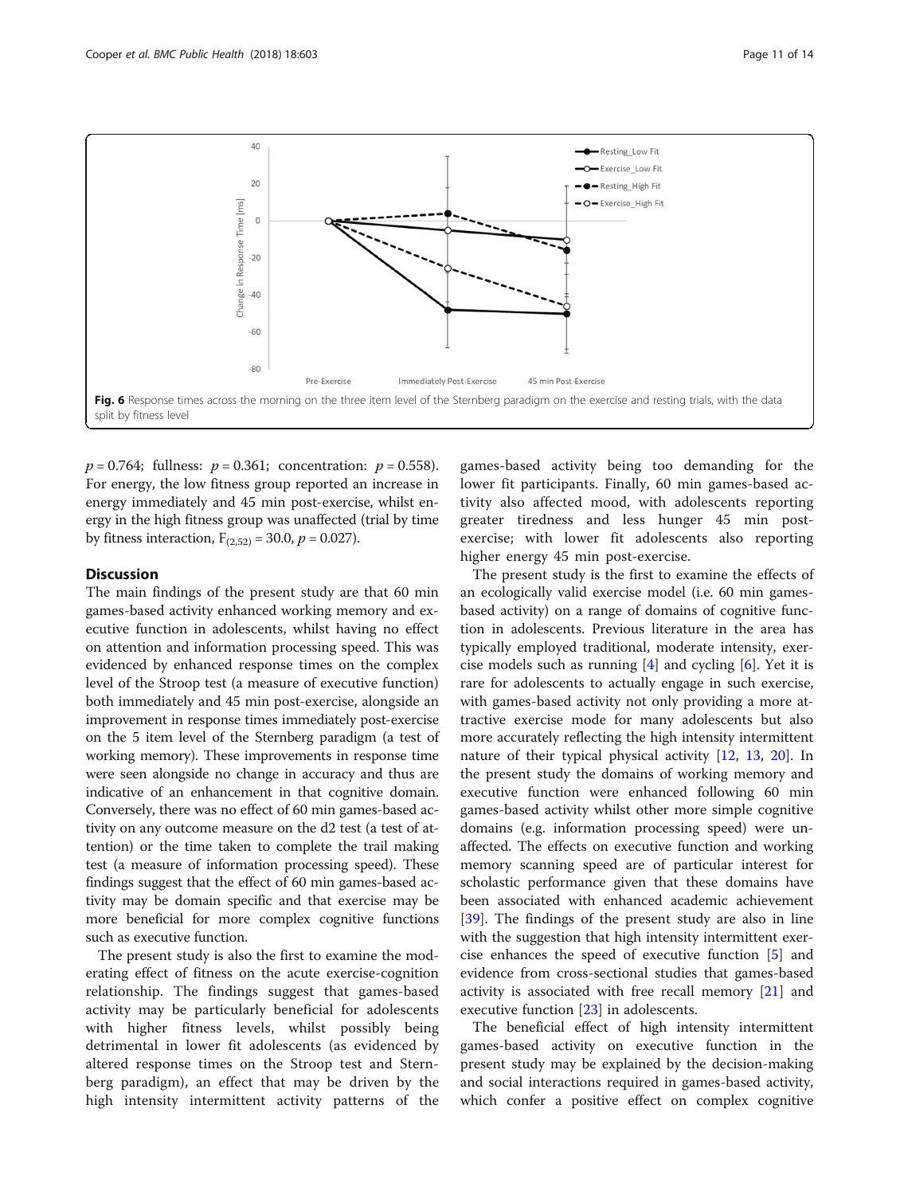Fig. 6 Response times across the morning on the three item level of the Sternberg paradigm on the exercise and resting trials, with the data split by fitness level

$p = 0.764$; fullness: $p = 0.361$; concentration: $p = 0.558$). For energy, the low fitness group reported an increase in energy immediately and 45 min post-exercise, whilst energy in the high fitness group was unaffected (trial by time by fitness interaction, $F_{(2,52)} = 30.0$, $p = 0.027$).

## Discussion

The main findings of the present study are that 60 min games-based activity enhanced working memory and executive function in adolescents, whilst having no effect on attention and information processing speed. This was evidenced by enhanced response times on the complex level of the Stroop test (a measure of executive function) both immediately and 45 min post-exercise, alongside an improvement in response times immediately post-exercise on the 5 item level of the Sternberg paradigm (a test of working memory). These improvements in response time were seen alongside no change in accuracy and thus are indicative of an enhancement in that cognitive domain. Conversely, there was no effect of 60 min games-based activity on any outcome measure on the d2 test (a test of attention) or the time taken to complete the trail making test (a measure of information processing speed). These findings suggest that the effect of 60 min games-based activity may be domain specific and that exercise may be more beneficial for more complex cognitive functions such as executive function.

The present study is also the first to examine the moderating effect of fitness on the acute exercise-cognition relationship. The findings suggest that games-based activity may be particularly beneficial for adolescents with higher fitness levels, whilst possibly being detrimental in lower fit adolescents (as evidenced by altered response times on the Stroop test and Sternberg paradigm), an effect that may be driven by the high intensity intermittent activity patterns of the games-based activity being too demanding for the lower fit participants. Finally, 60 min games-based activity also affected mood, with adolescents reporting greater tiredness and less hunger 45 min post-exercise; with lower fit adolescents also reporting higher energy 45 min post-exercise.

The present study is the first to examine the effects of an ecologically valid exercise model (i.e. 60 min games-based activity) on a range of domains of cognitive function in adolescents. Previous literature in the area has typically employed traditional, moderate intensity, exercise models such as running [4] and cycling [6]. Yet it is rare for adolescents to actually engage in such exercise, with games-based activity not only providing a more attractive exercise mode for many adolescents but also more accurately reflecting the high intensity intermittent nature of their typical physical activity [12, 13, 20]. In the present study the domains of working memory and executive function were enhanced following 60 min games-based activity whilst other more simple cognitive domains (e.g. information processing speed) were unaffected. The effects on executive function and working memory scanning speed are of particular interest for scholastic performance given that these domains have been associated with enhanced academic achievement [39]. The findings of the present study are also in line with the suggestion that high intensity intermittent exercise enhances the speed of executive function [5] and evidence from cross-sectional studies that games-based activity is associated with free recall memory [21] and executive function [23] in adolescents.

The beneficial effect of high intensity intermittent games-based activity on executive function in the present study may be explained by the decision-making and social interactions required in games-based activity, which confer a positive effect on complex cognitive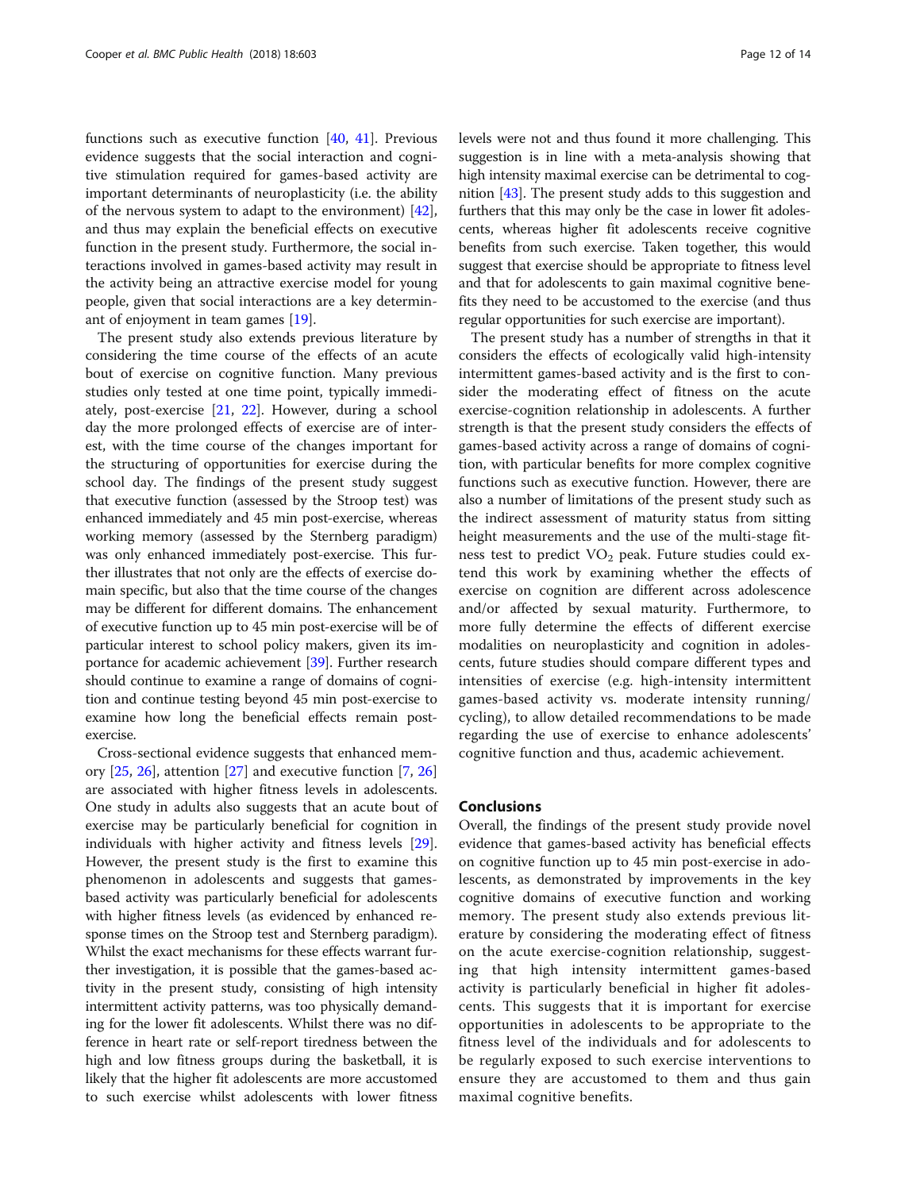functions such as executive function [40, 41]. Previous evidence suggests that the social interaction and cognitive stimulation required for games-based activity are important determinants of neuroplasticity (i.e. the ability of the nervous system to adapt to the environment) [42], and thus may explain the beneficial effects on executive function in the present study. Furthermore, the social interactions involved in games-based activity may result in the activity being an attractive exercise model for young people, given that social interactions are a key determinant of enjoyment in team games [19].

The present study also extends previous literature by considering the time course of the effects of an acute bout of exercise on cognitive function. Many previous studies only tested at one time point, typically immediately, post-exercise [21, 22]. However, during a school day the more prolonged effects of exercise are of interest, with the time course of the changes important for the structuring of opportunities for exercise during the school day. The findings of the present study suggest that executive function (assessed by the Stroop test) was enhanced immediately and 45 min post-exercise, whereas working memory (assessed by the Sternberg paradigm) was only enhanced immediately post-exercise. This further illustrates that not only are the effects of exercise domain specific, but also that the time course of the changes may be different for different domains. The enhancement of executive function up to 45 min post-exercise will be of particular interest to school policy makers, given its importance for academic achievement [39]. Further research should continue to examine a range of domains of cognition and continue testing beyond 45 min post-exercise to examine how long the beneficial effects remain post-exercise.

Cross-sectional evidence suggests that enhanced memory [25, 26], attention [27] and executive function [7, 26] are associated with higher fitness levels in adolescents. One study in adults also suggests that an acute bout of exercise may be particularly beneficial for cognition in individuals with higher activity and fitness levels [29]. However, the present study is the first to examine this phenomenon in adolescents and suggests that games-based activity was particularly beneficial for adolescents with higher fitness levels (as evidenced by enhanced response times on the Stroop test and Sternberg paradigm). Whilst the exact mechanisms for these effects warrant further investigation, it is possible that the games-based activity in the present study, consisting of high intensity intermittent activity patterns, was too physically demanding for the lower fit adolescents. Whilst there was no difference in heart rate or self-report tiredness between the high and low fitness groups during the basketball, it is likely that the higher fit adolescents are more accustomed to such exercise whilst adolescents with lower fitness levels were not and thus found it more challenging. This suggestion is in line with a meta-analysis showing that high intensity maximal exercise can be detrimental to cognition [43]. The present study adds to this suggestion and furthers that this may only be the case in lower fit adolescents, whereas higher fit adolescents receive cognitive benefits from such exercise. Taken together, this would suggest that exercise should be appropriate to fitness level and that for adolescents to gain maximal cognitive benefits they need to be accustomed to the exercise (and thus regular opportunities for such exercise are important).

The present study has a number of strengths in that it considers the effects of ecologically valid high-intensity intermittent games-based activity and is the first to consider the moderating effect of fitness on the acute exercise-cognition relationship in adolescents. A further strength is that the present study considers the effects of games-based activity across a range of domains of cognition, with particular benefits for more complex cognitive functions such as executive function. However, there are also a number of limitations of the present study such as the indirect assessment of maturity status from sitting height measurements and the use of the multi-stage fitness test to predict $VO_2$ peak. Future studies could extend this work by examining whether the effects of exercise on cognition are different across adolescence and/or affected by sexual maturity. Furthermore, to more fully determine the effects of different exercise modalities on neuroplasticity and cognition in adolescents, future studies should compare different types and intensities of exercise (e.g. high-intensity intermittent games-based activity vs. moderate intensity running/cycling), to allow detailed recommendations to be made regarding the use of exercise to enhance adolescents' cognitive function and thus, academic achievement.

## Conclusions

Overall, the findings of the present study provide novel evidence that games-based activity has beneficial effects on cognitive function up to 45 min post-exercise in adolescents, as demonstrated by improvements in the key cognitive domains of executive function and working memory. The present study also extends previous literature by considering the moderating effect of fitness on the acute exercise-cognition relationship, suggesting that high intensity intermittent games-based activity is particularly beneficial in higher fit adolescents. This suggests that it is important for exercise opportunities in adolescents to be appropriate to the fitness level of the individuals and for adolescents to be regularly exposed to such exercise interventions to ensure they are accustomed to them and thus gain maximal cognitive benefits.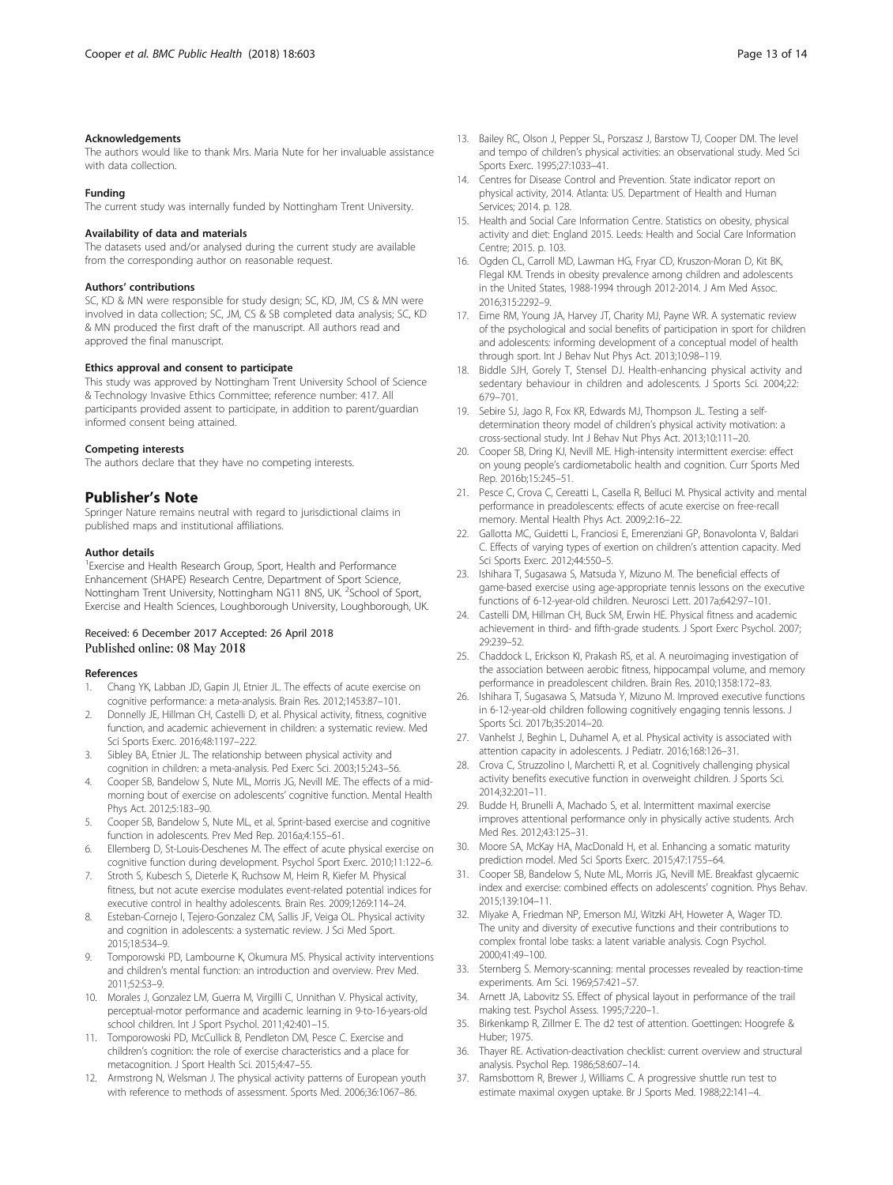#### Acknowledgements

The authors would like to thank Mrs. Maria Nute for her invaluable assistance with data collection.

#### Funding

The current study was internally funded by Nottingham Trent University.

#### Availability of data and materials

The datasets used and/or analysed during the current study are available from the corresponding author on reasonable request.

#### Authors' contributions

SC, KD & MN were responsible for study design; SC, KD, JM, CS & MN were involved in data collection; SC, JM, CS & SB completed data analysis; SC, KD & MN produced the first draft of the manuscript. All authors read and approved the final manuscript.

#### Ethics approval and consent to participate

This study was approved by Nottingham Trent University School of Science & Technology Invasive Ethics Committee; reference number: 417. All participants provided assent to participate, in addition to parent/guardian informed consent being attained.

#### Competing interests

The authors declare that they have no competing interests.

## Publisher's Note

Springer Nature remains neutral with regard to jurisdictional claims in published maps and institutional affiliations.

#### Author details

[1]Exercise and Health Research Group, Sport, Health and Performance Enhancement (SHAPE) Research Centre, Department of Sport Science, Nottingham Trent University, Nottingham NG11 8NS, UK. [2]School of Sport, Exercise and Health Sciences, Loughborough University, Loughborough, UK.

Received: 6 December 2017 Accepted: 26 April 2018
Published online: 08 May 2018

#### References

1. Chang YK, Labban JD, Gapin JI, Etnier JL. The effects of acute exercise on cognitive performance: a meta-analysis. Brain Res. 2012;1453:87–101.
2. Donnelly JE, Hillman CH, Castelli D, et al. Physical activity, fitness, cognitive function, and academic achievement in children: a systematic review. Med Sci Sports Exerc. 2016;48:1197–222.
3. Sibley BA, Etnier JL. The relationship between physical activity and cognition in children: a meta-analysis. Ped Exerc Sci. 2003;15:243–56.
4. Cooper SB, Bandelow S, Nute ML, Morris JG, Nevill ME. The effects of a mid-morning bout of exercise on adolescents' cognitive function. Mental Health Phys Act. 2012;5:183–90.
5. Cooper SB, Bandelow S, Nute ML, et al. Sprint-based exercise and cognitive function in adolescents. Prev Med Rep. 2016a;4:155–61.
6. Ellemberg D, St-Louis-Deschenes M. The effect of acute physical exercise on cognitive function during development. Psychol Sport Exerc. 2010;11:122–6.
7. Stroth S, Kubesch S, Dieterle K, Ruchsow M, Heim R, Kiefer M. Physical fitness, but not acute exercise modulates event-related potential indices for executive control in healthy adolescents. Brain Res. 2009;1269:114–24.
8. Esteban-Cornejo I, Tejero-Gonzalez CM, Sallis JF, Veiga OL. Physical activity and cognition in adolescents: a systematic review. J Sci Med Sport. 2015;18:534–9.
9. Tomporowski PD, Lambourne K, Okumura MS. Physical activity interventions and children's mental function: an introduction and overview. Prev Med. 2011;52:S3–9.
10. Morales J, Gonzalez LM, Guerra M, Virgilli C, Unnithan V. Physical activity, perceptual-motor performance and academic learning in 9-to-16-years-old school children. Int J Sport Psychol. 2011;42:401–15.
11. Tomporowoski PD, McCullick B, Pendleton DM, Pesce C. Exercise and children's cognition: the role of exercise characteristics and a place for metacognition. J Sport Health Sci. 2015;4:47–55.
12. Armstrong N, Welsman J. The physical activity patterns of European youth with reference to methods of assessment. Sports Med. 2006;36:1067–86.
13. Bailey RC, Olson J, Pepper SL, Porszasz J, Barstow TJ, Cooper DM. The level and tempo of children's physical activities: an observational study. Med Sci Sports Exerc. 1995;27:1033–41.
14. Centres for Disease Control and Prevention. State indicator report on physical activity, 2014. Atlanta: US. Department of Health and Human Services; 2014. p. 128.
15. Health and Social Care Information Centre. Statistics on obesity, physical activity and diet: England 2015. Leeds: Health and Social Care Information Centre; 2015. p. 103.
16. Ogden CL, Carroll MD, Lawman HG, Fryar CD, Kruszon-Moran D, Kit BK, Flegal KM. Trends in obesity prevalence among children and adolescents in the United States, 1988-1994 through 2012-2014. J Am Med Assoc. 2016;315:2292–9.
17. Eime RM, Young JA, Harvey JT, Charity MJ, Payne WR. A systematic review of the psychological and social benefits of participation in sport for children and adolescents: informing development of a conceptual model of health through sport. Int J Behav Nut Phys Act. 2013;10:98–119.
18. Biddle SJH, Gorely T, Stensel DJ. Health-enhancing physical activity and sedentary behaviour in children and adolescents. J Sports Sci. 2004;22: 679–701.
19. Sebire SJ, Jago R, Fox KR, Edwards MJ, Thompson JL. Testing a self-determination theory model of children's physical activity motivation: a cross-sectional study. Int J Behav Nut Phys Act. 2013;10:111–20.
20. Cooper SB, Dring KJ, Nevill ME. High-intensity intermittent exercise: effect on young people's cardiometabolic health and cognition. Curr Sports Med Rep. 2016b;15:245–51.
21. Pesce C, Crova C, Cereatti L, Casella R, Belluci M. Physical activity and mental performance in preadolescents: effects of acute exercise on free-recall memory. Mental Health Phys Act. 2009;2:16–22.
22. Gallotta MC, Guidetti L, Franciosi E, Emerenziani GP, Bonavolonta V, Baldari C. Effects of varying types of exertion on children's attention capacity. Med Sci Sports Exerc. 2012;44:550–5.
23. Ishihara T, Sugasawa S, Matsuda Y, Mizuno M. The beneficial effects of game-based exercise using age-appropriate tennis lessons on the executive functions of 6-12-year-old children. Neurosci Lett. 2017a;642:97–101.
24. Castelli DM, Hillman CH, Buck SM, Erwin HE. Physical fitness and academic achievement in third- and fifth-grade students. J Sport Exerc Psychol. 2007; 29:239–52.
25. Chaddock L, Erickson KI, Prakash RS, et al. A neuroimaging investigation of the association between aerobic fitness, hippocampal volume, and memory performance in preadolescent children. Brain Res. 2010;1358:172–83.
26. Ishihara T, Sugasawa S, Matsuda Y, Mizuno M. Improved executive functions in 6-12-year-old children following cognitively engaging tennis lessons. J Sports Sci. 2017b;35:2014–20.
27. Vanhelst J, Beghin L, Duhamel A, et al. Physical activity is associated with attention capacity in adolescents. J Pediatr. 2016;168:126–31.
28. Crova C, Struzzolino I, Marchetti R, et al. Cognitively challenging physical activity benefits executive function in overweight children. J Sports Sci. 2014;32:201–11.
29. Budde H, Brunelli A, Machado S, et al. Intermittent maximal exercise improves attentional performance only in physically active students. Arch Med Res. 2012;43:125–31.
30. Moore SA, McKay HA, MacDonald H, et al. Enhancing a somatic maturity prediction model. Med Sci Sports Exerc. 2015;47:1755–64.
31. Cooper SB, Bandelow S, Nute ML, Morris JG, Nevill ME. Breakfast glycaemic index and exercise: combined effects on adolescents' cognition. Phys Behav. 2015;139:104–11.
32. Miyake A, Friedman NP, Emerson MJ, Witzki AH, Howeter A, Wager TD. The unity and diversity of executive functions and their contributions to complex frontal lobe tasks: a latent variable analysis. Cogn Psychol. 2000;41:49–100.
33. Sternberg S. Memory-scanning: mental processes revealed by reaction-time experiments. Am Sci. 1969;57:421–57.
34. Arnett JA, Labovitz SS. Effect of physical layout in performance of the trail making test. Psychol Assess. 1995;7:220–1.
35. Birkenkamp R, Zillmer E. The d2 test of attention. Goettingen: Hoogrefe & Huber; 1975.
36. Thayer RE. Activation-deactivation checklist: current overview and structural analysis. Psychol Rep. 1986;58:607–14.
37. Ramsbottom R, Brewer J, Williams C. A progressive shuttle run test to estimate maximal oxygen uptake. Br J Sports Med. 1988;22:141–4.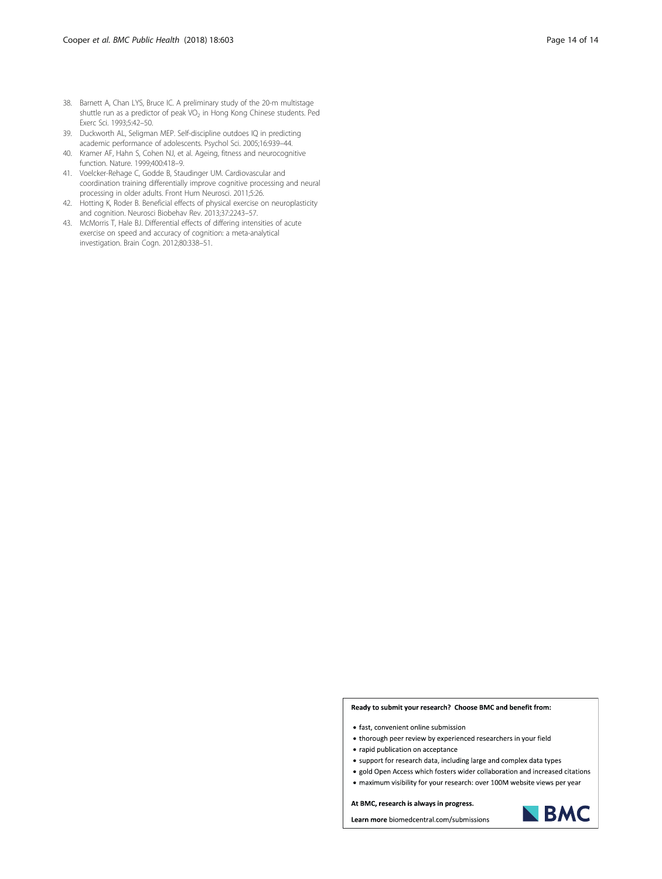38. Barnett A, Chan LYS, Bruce IC. A preliminary study of the 20-m multistage shuttle run as a predictor of peak $VO_2$ in Hong Kong Chinese students. Ped Exerc Sci. 1993;5:42–50.
39. Duckworth AL, Seligman MEP. Self-discipline outdoes IQ in predicting academic performance of adolescents. Psychol Sci. 2005;16:939–44.
40. Kramer AF, Hahn S, Cohen NJ, et al. Ageing, fitness and neurocognitive function. Nature. 1999;400:418–9.
41. Voelcker-Rehage C, Godde B, Staudinger UM. Cardiovascular and coordination training differentially improve cognitive processing and neural processing in older adults. Front Hum Neurosci. 2011;5:26.
42. Hotting K, Roder B. Beneficial effects of physical exercise on neuroplasticity and cognition. Neurosci Biobehav Rev. 2013;37:2243–57.
43. McMorris T, Hale BJ. Differential effects of differing intensities of acute exercise on speed and accuracy of cognition: a meta-analytical investigation. Brain Cogn. 2012;80:338–51.

**Ready to submit your research? Choose BMC and benefit from:**

- fast, convenient online submission
- thorough peer review by experienced researchers in your field
- rapid publication on acceptance
- support for research data, including large and complex data types
- gold Open Access which fosters wider collaboration and increased citations
- maximum visibility for your research: over 100M website views per year

**At BMC, research is always in progress.**

**Learn more** biomedcentral.com/submissions

BMC